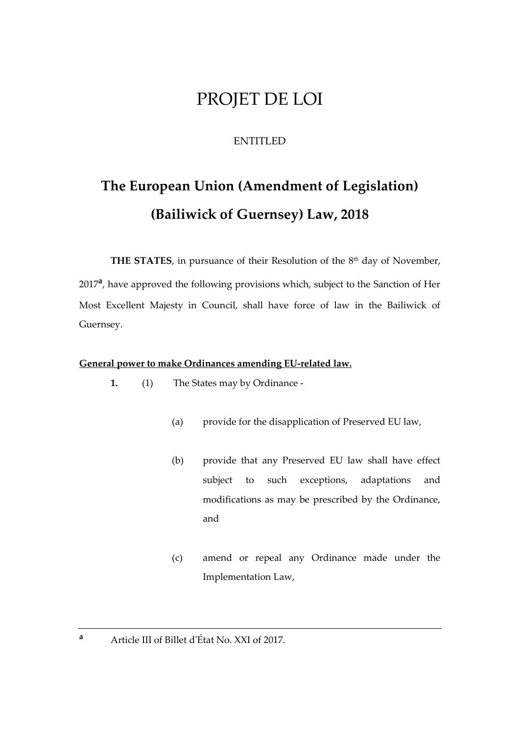# PROJET DE LOI

ENTITLED

## The European Union (Amendment of Legislation) (Bailiwick of Guernsey) Law, 2018

**THE STATES**, in pursuance of their Resolution of the 8th day of November, 2017[a], have approved the following provisions which, subject to the Sanction of Her Most Excellent Majesty in Council, shall have force of law in the Bailiwick of Guernsey.

**General power to make Ordinances amending EU-related law.**

**1.** (1) The States may by Ordinance -

(a) provide for the disapplication of Preserved EU law,

(b) provide that any Preserved EU law shall have effect subject to such exceptions, adaptations and modifications as may be prescribed by the Ordinance, and

(c) amend or repeal any Ordinance made under the Implementation Law,

---

[a] Article III of Billet d'État No. XXI of 2017.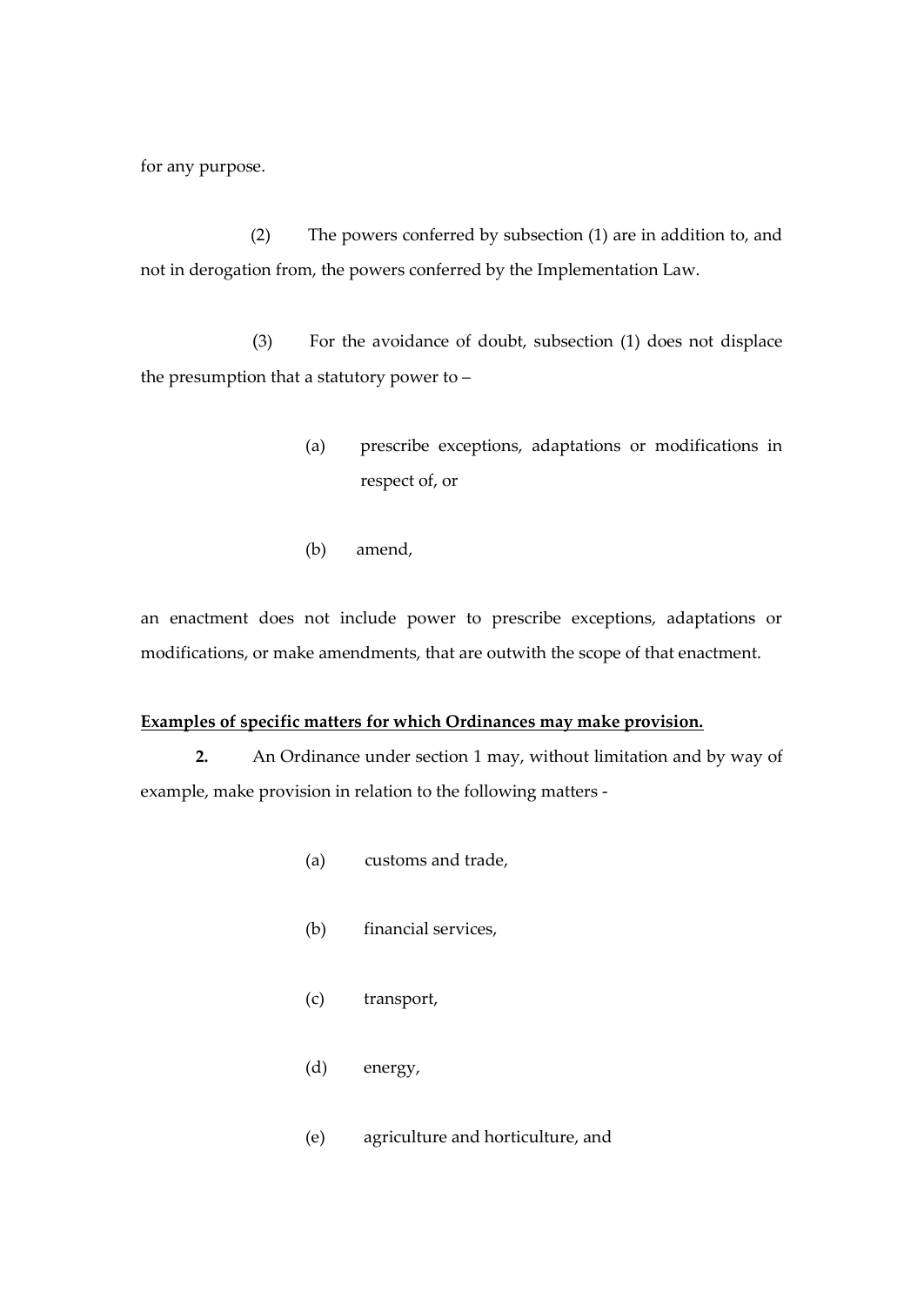for any purpose.

(2) The powers conferred by subsection (1) are in addition to, and not in derogation from, the powers conferred by the Implementation Law.

(3) For the avoidance of doubt, subsection (1) does not displace the presumption that a statutory power to –

(a) prescribe exceptions, adaptations or modifications in respect of, or

(b) amend,

an enactment does not include power to prescribe exceptions, adaptations or modifications, or make amendments, that are outwith the scope of that enactment.

**<u>Examples of specific matters for which Ordinances may make provision.</u>**

**2.** An Ordinance under section 1 may, without limitation and by way of example, make provision in relation to the following matters -

(a) customs and trade,

(b) financial services,

(c) transport,

(d) energy,

(e) agriculture and horticulture, and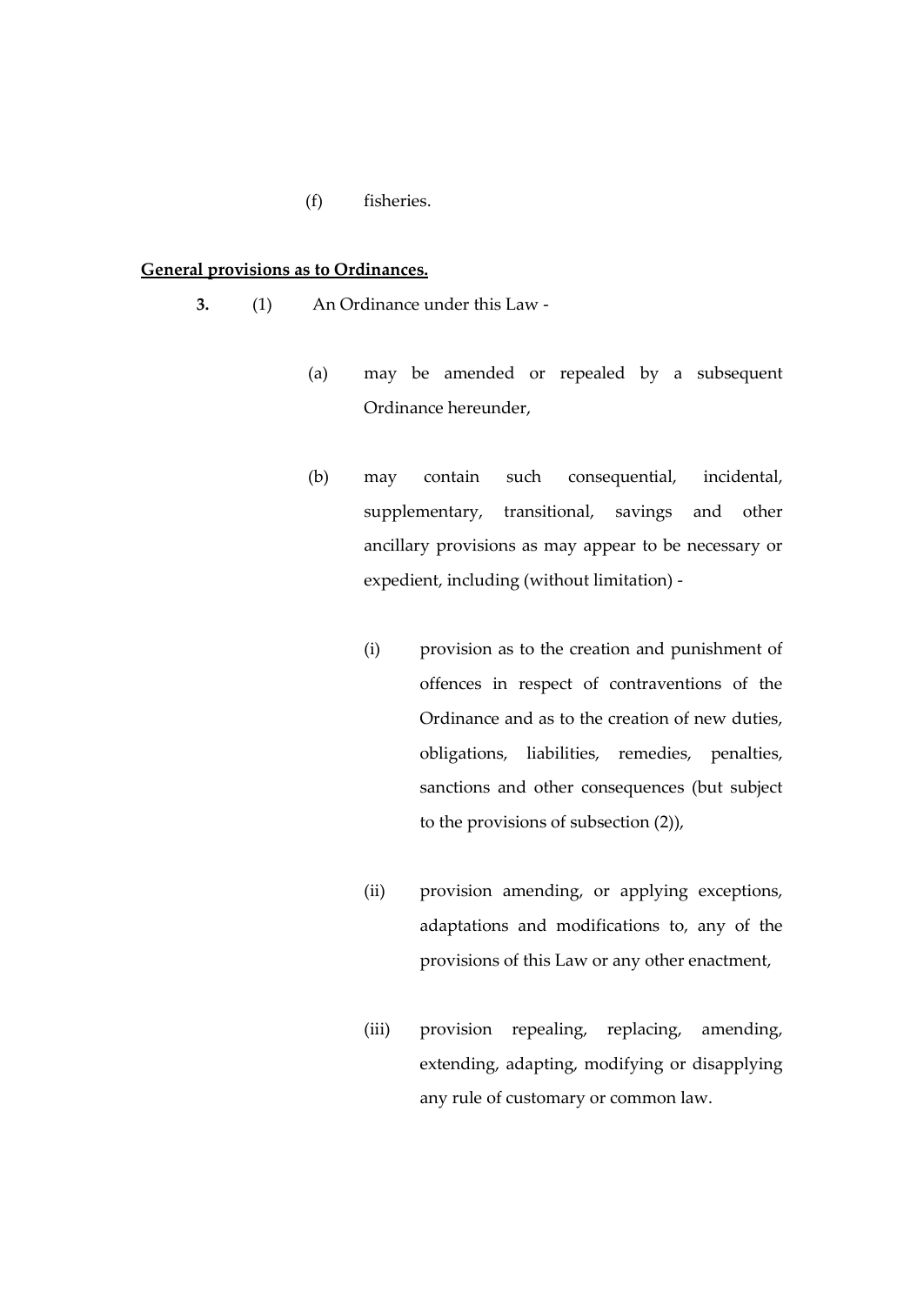(f) fisheries.

**General provisions as to Ordinances.**

**3.** (1) An Ordinance under this Law -

(a) may be amended or repealed by a subsequent Ordinance hereunder,

(b) may contain such consequential, incidental, supplementary, transitional, savings and other ancillary provisions as may appear to be necessary or expedient, including (without limitation) -

(i) provision as to the creation and punishment of offences in respect of contraventions of the Ordinance and as to the creation of new duties, obligations, liabilities, remedies, penalties, sanctions and other consequences (but subject to the provisions of subsection (2)),

(ii) provision amending, or applying exceptions, adaptations and modifications to, any of the provisions of this Law or any other enactment,

(iii) provision repealing, replacing, amending, extending, adapting, modifying or disapplying any rule of customary or common law.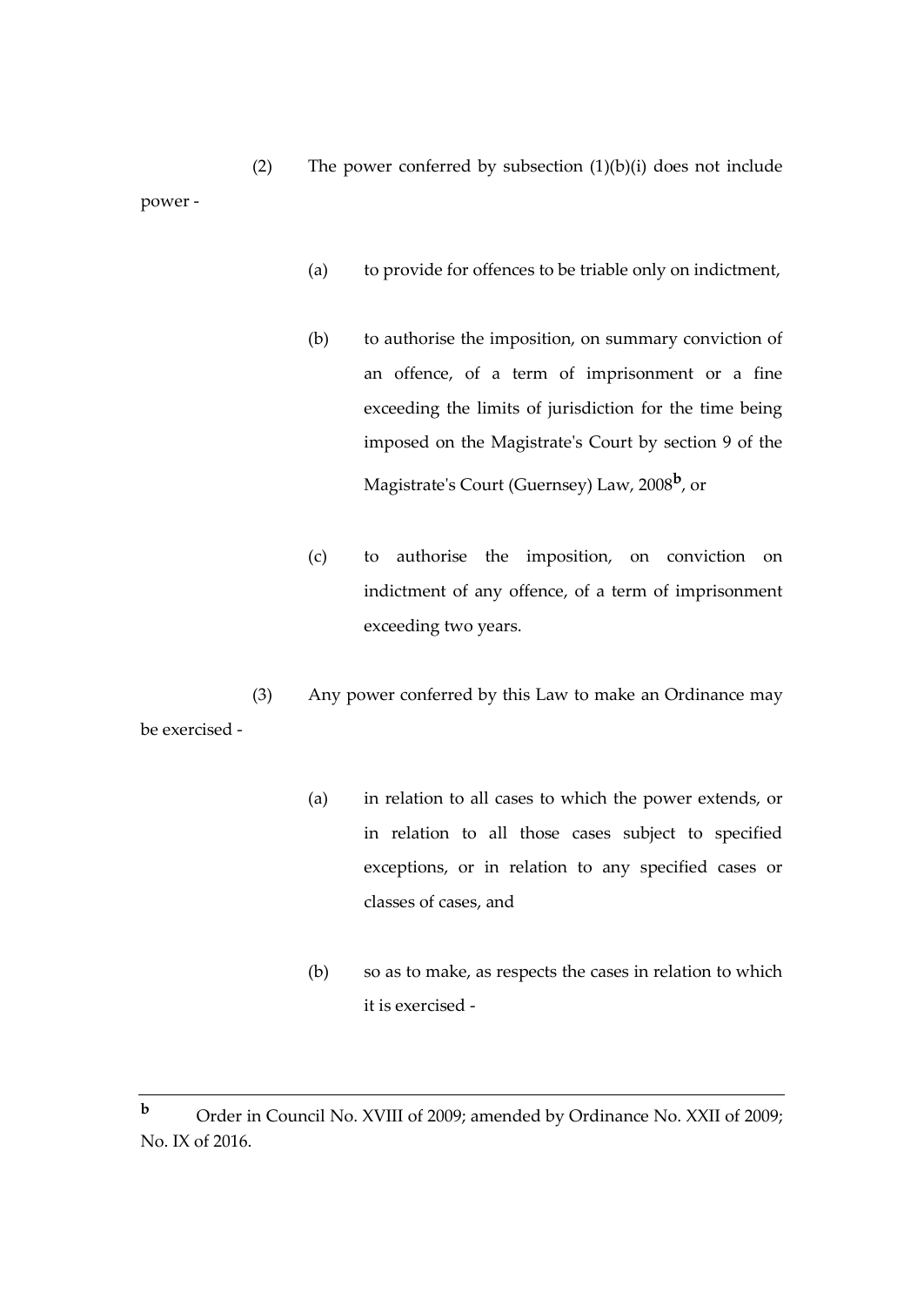(2) The power conferred by subsection (1)(b)(i) does not include power -

(a) to provide for offences to be triable only on indictment,

(b) to authorise the imposition, on summary conviction of an offence, of a term of imprisonment or a fine exceeding the limits of jurisdiction for the time being imposed on the Magistrate's Court by section 9 of the Magistrate's Court (Guernsey) Law, 2008[b], or

(c) to authorise the imposition, on conviction on indictment of any offence, of a term of imprisonment exceeding two years.

(3) Any power conferred by this Law to make an Ordinance may be exercised -

(a) in relation to all cases to which the power extends, or in relation to all those cases subject to specified exceptions, or in relation to any specified cases or classes of cases, and

(b) so as to make, as respects the cases in relation to which it is exercised -

---

[b] Order in Council No. XVIII of 2009; amended by Ordinance No. XXII of 2009; No. IX of 2016.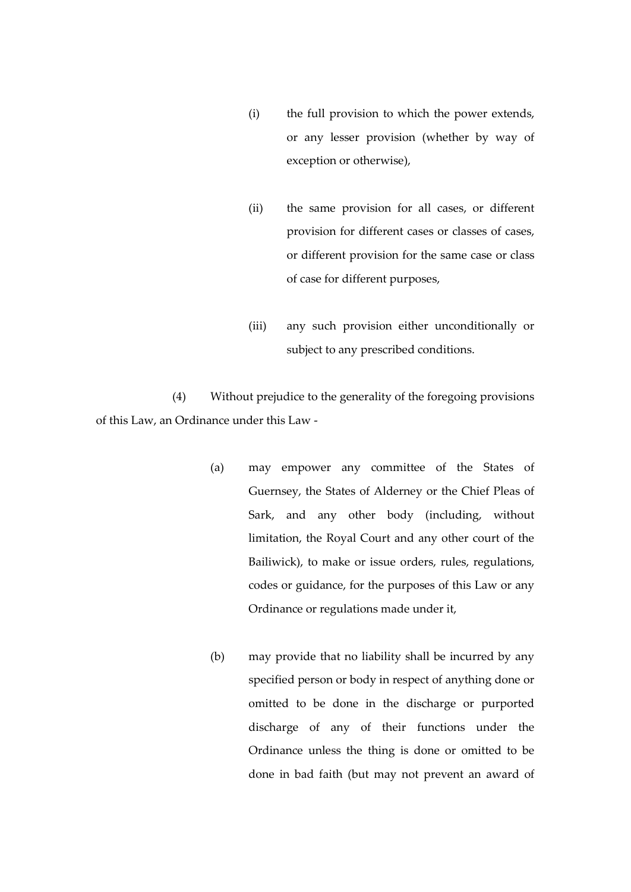(i) the full provision to which the power extends, or any lesser provision (whether by way of exception or otherwise),

(ii) the same provision for all cases, or different provision for different cases or classes of cases, or different provision for the same case or class of case for different purposes,

(iii) any such provision either unconditionally or subject to any prescribed conditions.

(4) Without prejudice to the generality of the foregoing provisions of this Law, an Ordinance under this Law -

(a) may empower any committee of the States of Guernsey, the States of Alderney or the Chief Pleas of Sark, and any other body (including, without limitation, the Royal Court and any other court of the Bailiwick), to make or issue orders, rules, regulations, codes or guidance, for the purposes of this Law or any Ordinance or regulations made under it,

(b) may provide that no liability shall be incurred by any specified person or body in respect of anything done or omitted to be done in the discharge or purported discharge of any of their functions under the Ordinance unless the thing is done or omitted to be done in bad faith (but may not prevent an award of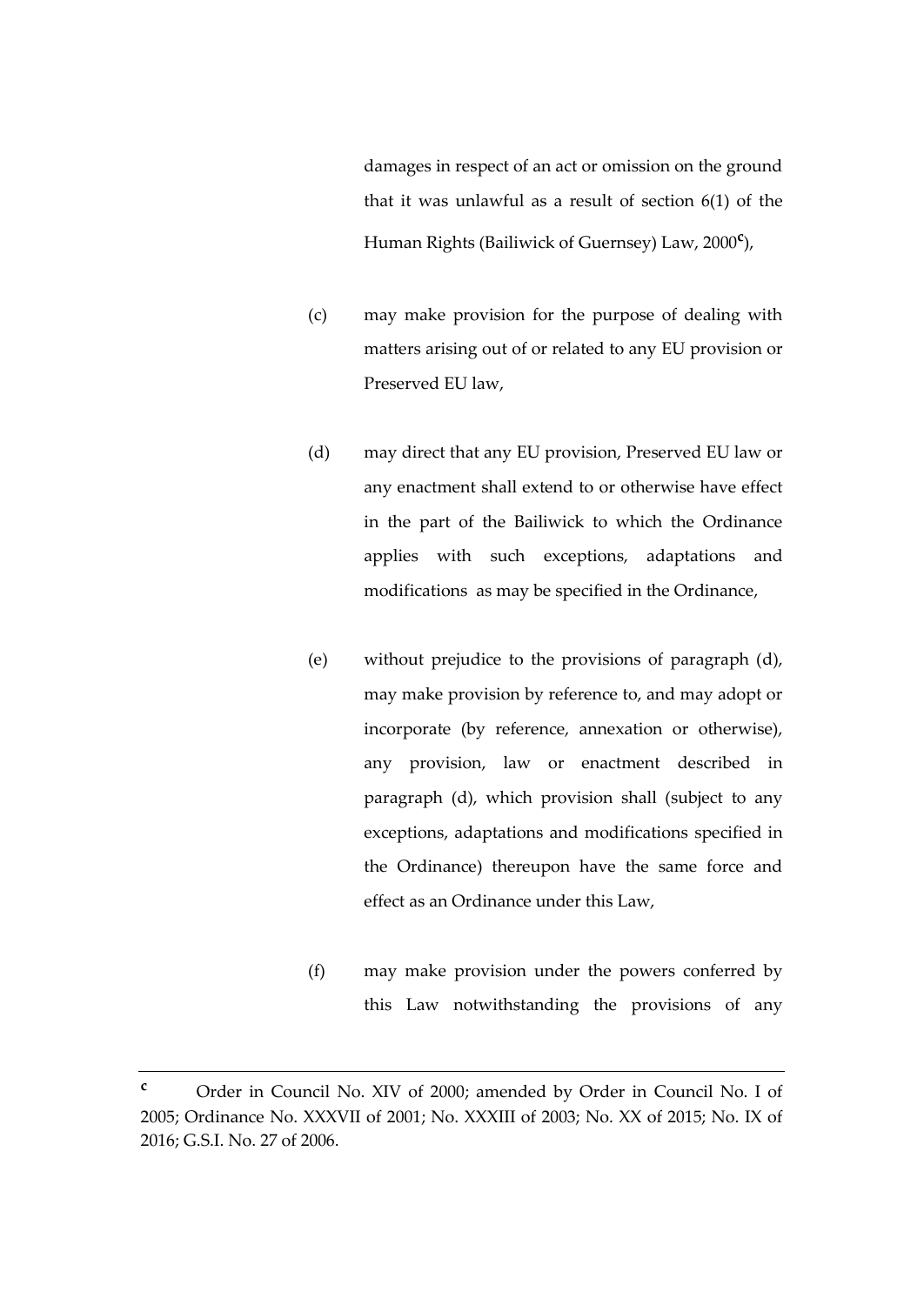damages in respect of an act or omission on the ground that it was unlawful as a result of section 6(1) of the Human Rights (Bailiwick of Guernsey) Law, 2000[c]),

(c) may make provision for the purpose of dealing with matters arising out of or related to any EU provision or Preserved EU law,

(d) may direct that any EU provision, Preserved EU law or any enactment shall extend to or otherwise have effect in the part of the Bailiwick to which the Ordinance applies with such exceptions, adaptations and modifications as may be specified in the Ordinance,

(e) without prejudice to the provisions of paragraph (d), may make provision by reference to, and may adopt or incorporate (by reference, annexation or otherwise), any provision, law or enactment described in paragraph (d), which provision shall (subject to any exceptions, adaptations and modifications specified in the Ordinance) thereupon have the same force and effect as an Ordinance under this Law,

(f) may make provision under the powers conferred by this Law notwithstanding the provisions of any

---

[c] Order in Council No. XIV of 2000; amended by Order in Council No. I of 2005; Ordinance No. XXXVII of 2001; No. XXXIII of 2003; No. XX of 2015; No. IX of 2016; G.S.I. No. 27 of 2006.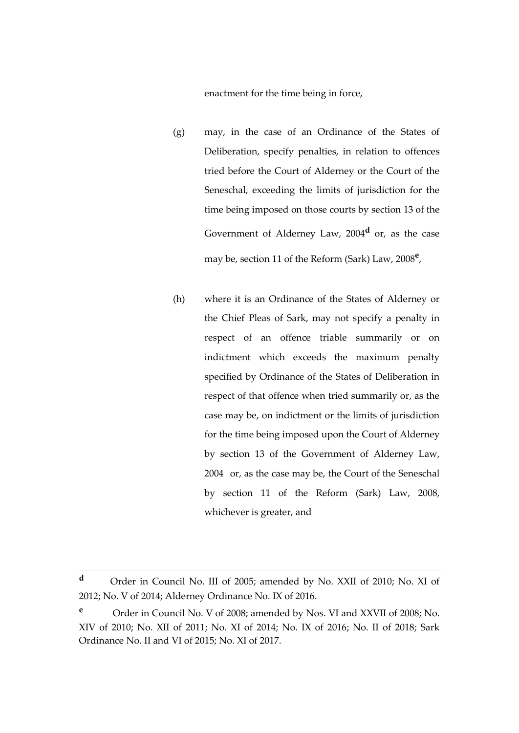enactment for the time being in force,

(g) may, in the case of an Ordinance of the States of Deliberation, specify penalties, in relation to offences tried before the Court of Alderney or the Court of the Seneschal, exceeding the limits of jurisdiction for the time being imposed on those courts by section 13 of the Government of Alderney Law, 2004[d] or, as the case may be, section 11 of the Reform (Sark) Law, 2008[e],

(h) where it is an Ordinance of the States of Alderney or the Chief Pleas of Sark, may not specify a penalty in respect of an offence triable summarily or on indictment which exceeds the maximum penalty specified by Ordinance of the States of Deliberation in respect of that offence when tried summarily or, as the case may be, on indictment or the limits of jurisdiction for the time being imposed upon the Court of Alderney by section 13 of the Government of Alderney Law, 2004 or, as the case may be, the Court of the Seneschal by section 11 of the Reform (Sark) Law, 2008, whichever is greater, and

---

[d] Order in Council No. III of 2005; amended by No. XXII of 2010; No. XI of 2012; No. V of 2014; Alderney Ordinance No. IX of 2016.

[e] Order in Council No. V of 2008; amended by Nos. VI and XXVII of 2008; No. XIV of 2010; No. XII of 2011; No. XI of 2014; No. IX of 2016; No. II of 2018; Sark Ordinance No. II and VI of 2015; No. XI of 2017.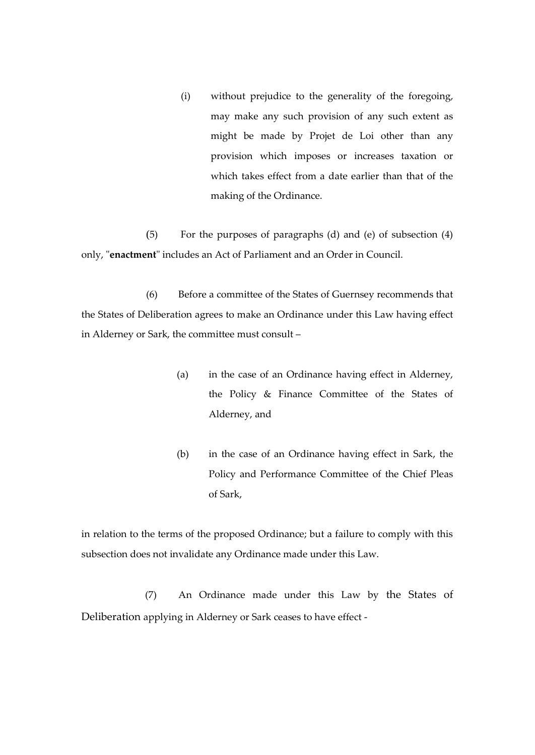(i) without prejudice to the generality of the foregoing, may make any such provision of any such extent as might be made by Projet de Loi other than any provision which imposes or increases taxation or which takes effect from a date earlier than that of the making of the Ordinance.

(5) For the purposes of paragraphs (d) and (e) of subsection (4) only, "**enactment**" includes an Act of Parliament and an Order in Council.

(6) Before a committee of the States of Guernsey recommends that the States of Deliberation agrees to make an Ordinance under this Law having effect in Alderney or Sark, the committee must consult –

(a) in the case of an Ordinance having effect in Alderney, the Policy & Finance Committee of the States of Alderney, and

(b) in the case of an Ordinance having effect in Sark, the Policy and Performance Committee of the Chief Pleas of Sark,

in relation to the terms of the proposed Ordinance; but a failure to comply with this subsection does not invalidate any Ordinance made under this Law.

(7) An Ordinance made under this Law by the States of Deliberation applying in Alderney or Sark ceases to have effect -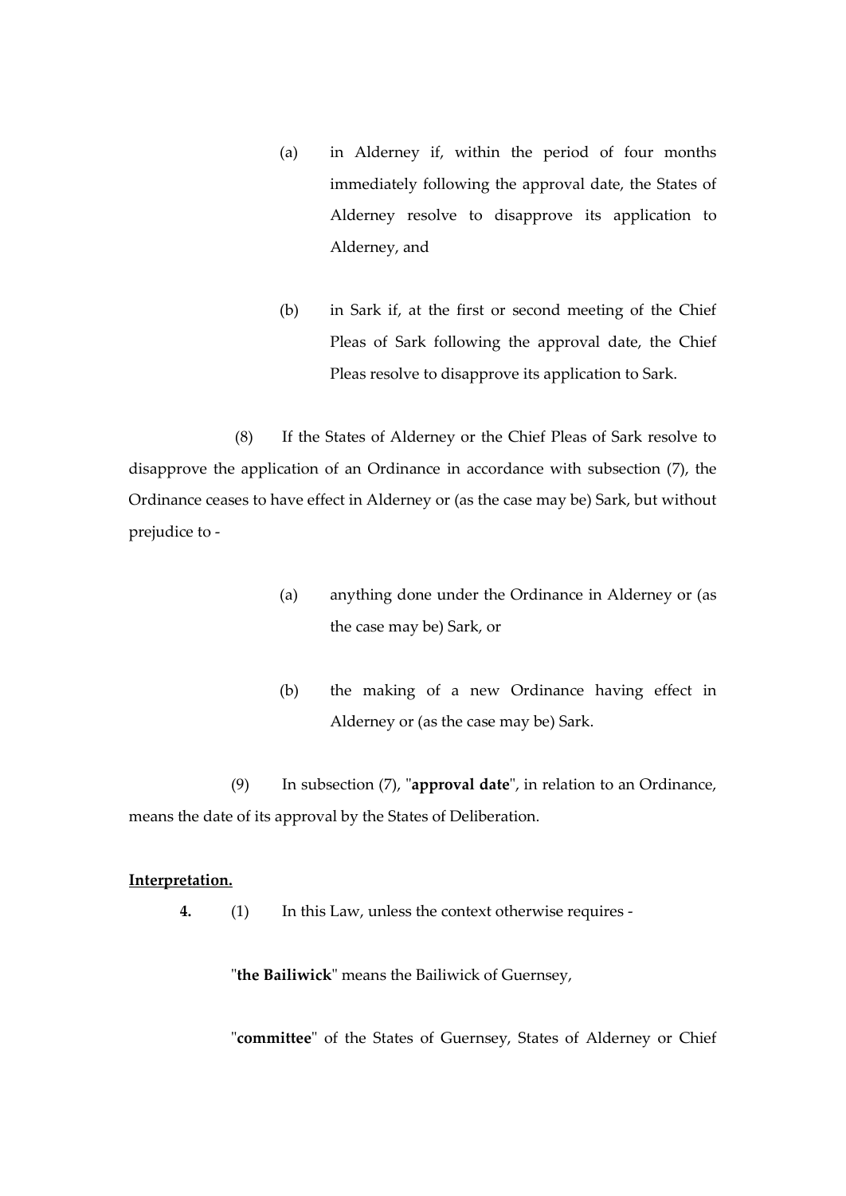(a) in Alderney if, within the period of four months immediately following the approval date, the States of Alderney resolve to disapprove its application to Alderney, and

(b) in Sark if, at the first or second meeting of the Chief Pleas of Sark following the approval date, the Chief Pleas resolve to disapprove its application to Sark.

(8) If the States of Alderney or the Chief Pleas of Sark resolve to disapprove the application of an Ordinance in accordance with subsection (7), the Ordinance ceases to have effect in Alderney or (as the case may be) Sark, but without prejudice to -

(a) anything done under the Ordinance in Alderney or (as the case may be) Sark, or

(b) the making of a new Ordinance having effect in Alderney or (as the case may be) Sark.

(9) In subsection (7), "**approval date**", in relation to an Ordinance, means the date of its approval by the States of Deliberation.

**Interpretation.**

**4.** (1) In this Law, unless the context otherwise requires -

"**the Bailiwick**" means the Bailiwick of Guernsey,

"**committee**" of the States of Guernsey, States of Alderney or Chief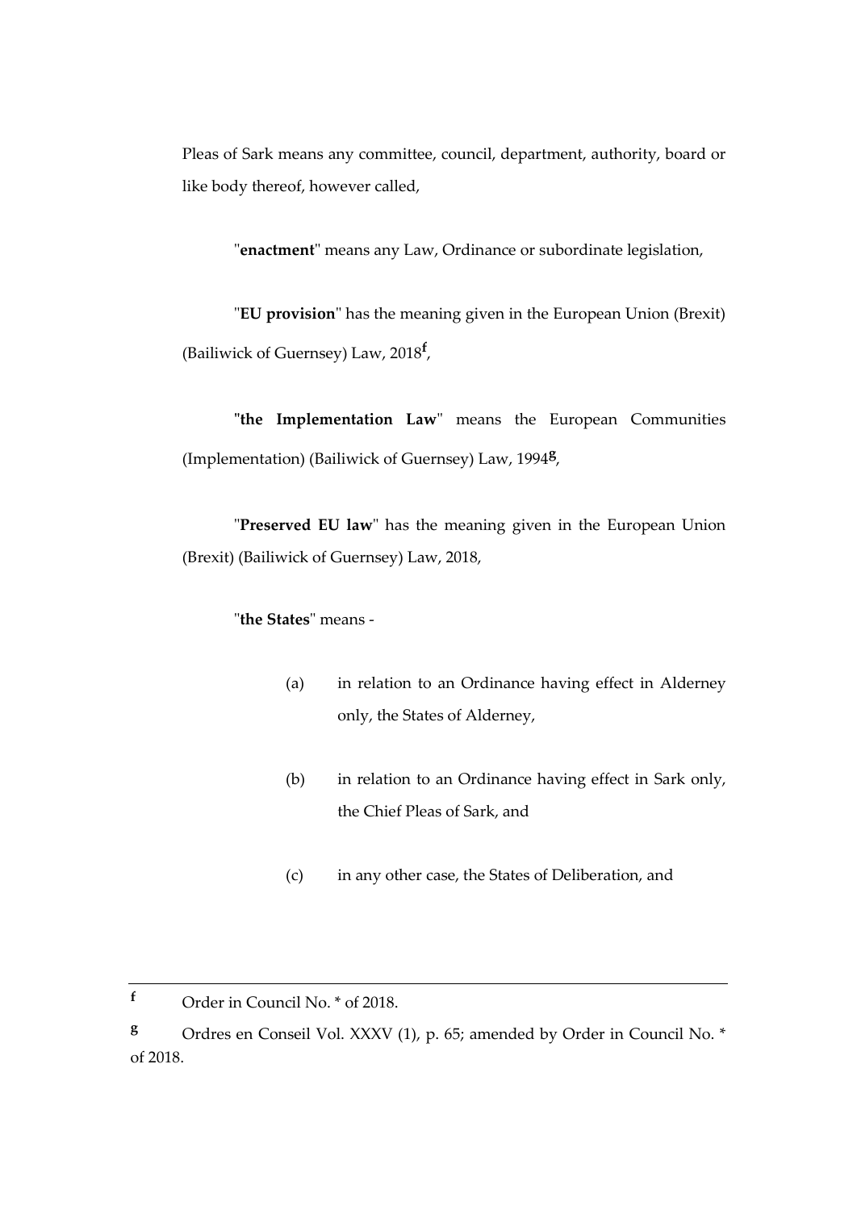Pleas of Sark means any committee, council, department, authority, board or like body thereof, however called,

"**enactment**" means any Law, Ordinance or subordinate legislation,

"**EU provision**" has the meaning given in the European Union (Brexit) (Bailiwick of Guernsey) Law, 2018[f],

"**the Implementation Law**" means the European Communities (Implementation) (Bailiwick of Guernsey) Law, 1994[g],

"**Preserved EU law**" has the meaning given in the European Union (Brexit) (Bailiwick of Guernsey) Law, 2018,

"**the States**" means -

(a) in relation to an Ordinance having effect in Alderney only, the States of Alderney,

(b) in relation to an Ordinance having effect in Sark only, the Chief Pleas of Sark, and

(c) in any other case, the States of Deliberation, and

---

[f] Order in Council No. * of 2018.

[g] Ordres en Conseil Vol. XXXV (1), p. 65; amended by Order in Council No. * of 2018.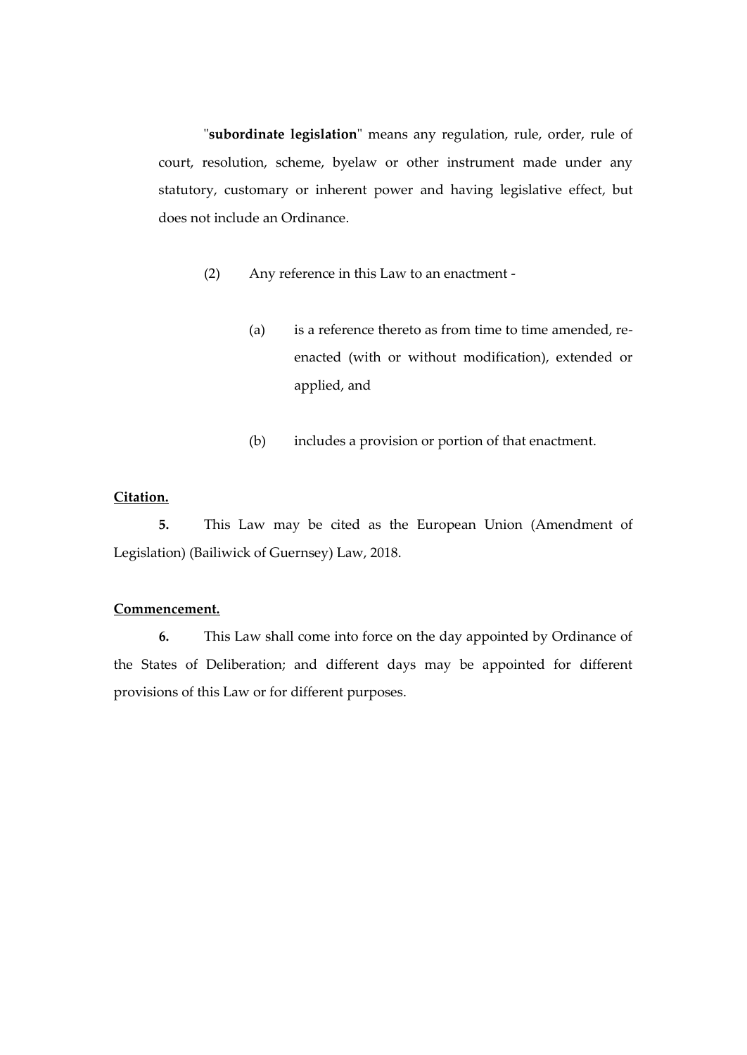"**subordinate legislation**" means any regulation, rule, order, rule of court, resolution, scheme, byelaw or other instrument made under any statutory, customary or inherent power and having legislative effect, but does not include an Ordinance.

(2) Any reference in this Law to an enactment -

(a) is a reference thereto as from time to time amended, re-enacted (with or without modification), extended or applied, and

(b) includes a provision or portion of that enactment.

**Citation.**

**5.** This Law may be cited as the European Union (Amendment of Legislation) (Bailiwick of Guernsey) Law, 2018.

**Commencement.**

**6.** This Law shall come into force on the day appointed by Ordinance of the States of Deliberation; and different days may be appointed for different provisions of this Law or for different purposes.